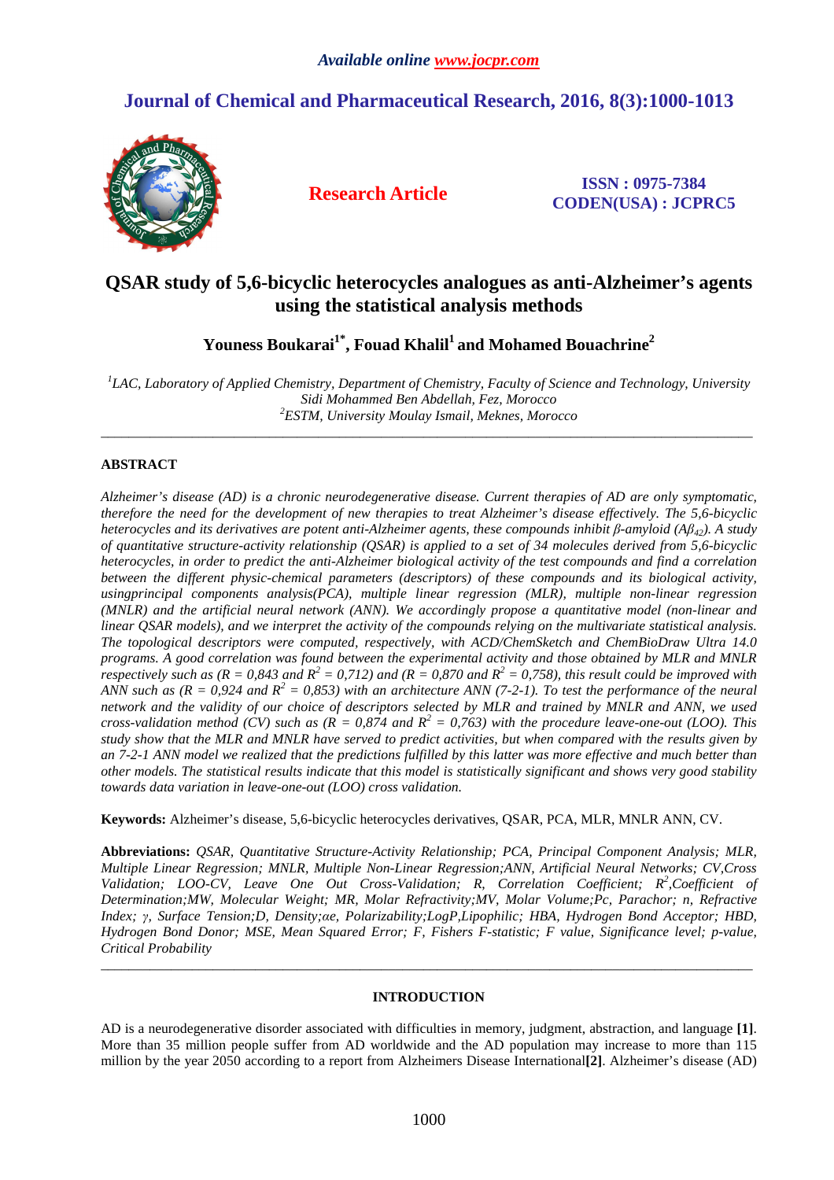# QSAR study of 5,6-bicyclic heterocycles analogues as anti-Alzheimer's agents using the statistical analysis methods

**Youness Boukarai[1*], Fouad Khalil[1] and Mohamed Bouachrine[2]**

*[1]LAC, Laboratory of Applied Chemistry, Department of Chemistry, Faculty of Science and Technology, University Sidi Mohammed Ben Abdellah, Fez, Morocco*
*[2]ESTM, University Moulay Ismail, Meknes, Morocco*

---

## ABSTRACT

*Alzheimer's disease (AD) is a chronic neurodegenerative disease. Current therapies of AD are only symptomatic, therefore the need for the development of new therapies to treat Alzheimer's disease effectively. The 5,6-bicyclic heterocycles and its derivatives are potent anti-Alzheimer agents, these compounds inhibit β-amyloid ($A\beta_{42}$). A study of quantitative structure-activity relationship (QSAR) is applied to a set of 34 molecules derived from 5,6-bicyclic heterocycles, in order to predict the anti-Alzheimer biological activity of the test compounds and find a correlation between the different physic-chemical parameters (descriptors) of these compounds and its biological activity, usingprincipal components analysis(PCA), multiple linear regression (MLR), multiple non-linear regression (MNLR) and the artificial neural network (ANN). We accordingly propose a quantitative model (non-linear and linear QSAR models), and we interpret the activity of the compounds relying on the multivariate statistical analysis. The topological descriptors were computed, respectively, with ACD/ChemSketch and ChemBioDraw Ultra 14.0 programs. A good correlation was found between the experimental activity and those obtained by MLR and MNLR respectively such as (R = 0,843 and $R^2$ = 0,712) and (R = 0,870 and $R^2$ = 0,758), this result could be improved with ANN such as (R = 0,924 and $R^2$ = 0,853) with an architecture ANN (7-2-1). To test the performance of the neural network and the validity of our choice of descriptors selected by MLR and trained by MNLR and ANN, we used cross-validation method (CV) such as (R = 0,874 and $R^2$ = 0,763) with the procedure leave-one-out (LOO). This study show that the MLR and MNLR have served to predict activities, but when compared with the results given by an 7-2-1 ANN model we realized that the predictions fulfilled by this latter was more effective and much better than other models. The statistical results indicate that this model is statistically significant and shows very good stability towards data variation in leave-one-out (LOO) cross validation.*

**Keywords:** Alzheimer's disease, 5,6-bicyclic heterocycles derivatives, QSAR, PCA, MLR, MNLR ANN, CV.

**Abbreviations:** *QSAR, Quantitative Structure-Activity Relationship; PCA, Principal Component Analysis; MLR, Multiple Linear Regression; MNLR, Multiple Non-Linear Regression;ANN, Artificial Neural Networks; CV,Cross Validation; LOO-CV, Leave One Out Cross-Validation; R, Correlation Coefficient; $R^2$,Coefficient of Determination;MW, Molecular Weight; MR, Molar Refractivity;MV, Molar Volume;Pc, Parachor; n, Refractive Index; γ, Surface Tension;D, Density;αe, Polarizability;LogP,Lipophilic; HBA, Hydrogen Bond Acceptor; HBD, Hydrogen Bond Donor; MSE, Mean Squared Error; F, Fishers F-statistic; F value, Significance level; p-value, Critical Probability*

---

## INTRODUCTION

AD is a neurodegenerative disorder associated with difficulties in memory, judgment, abstraction, and language **[1]**. More than 35 million people suffer from AD worldwide and the AD population may increase to more than 115 million by the year 2050 according to a report from Alzheimers Disease International**[2]**. Alzheimer's disease (AD)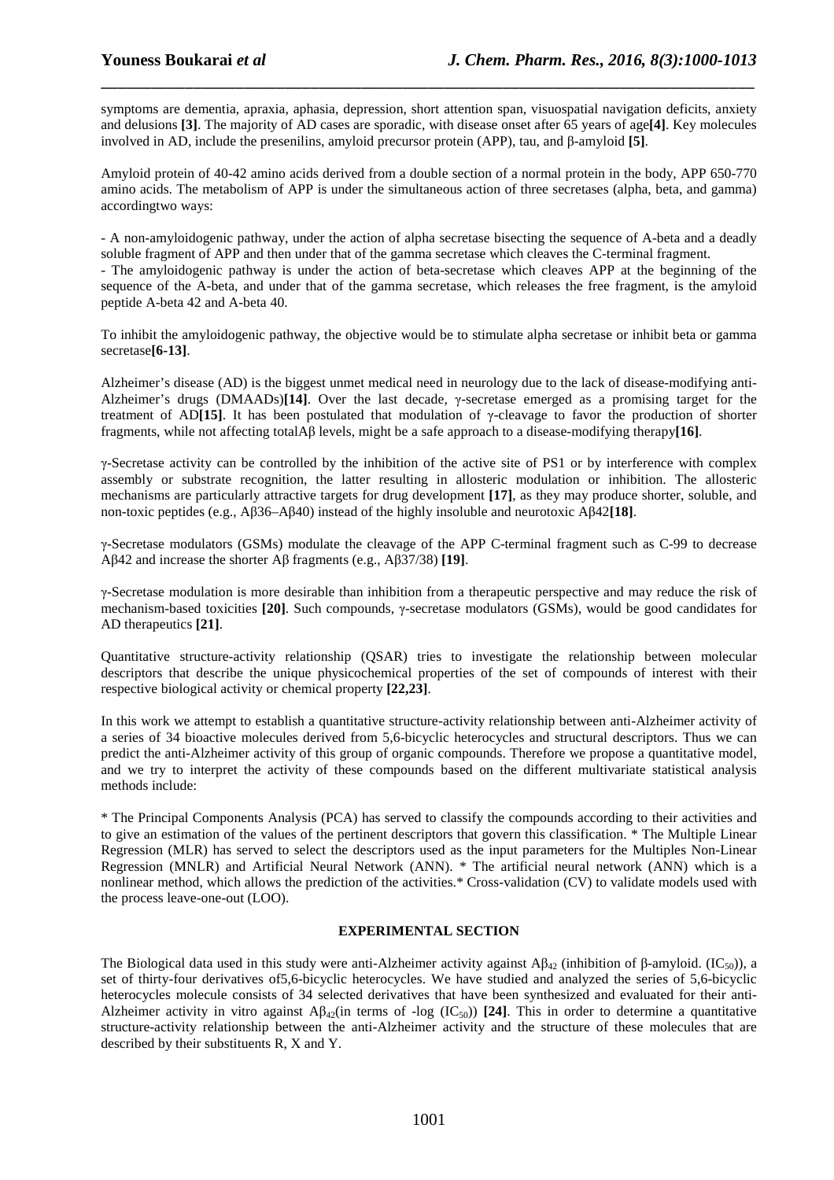symptoms are dementia, apraxia, aphasia, depression, short attention span, visuospatial navigation deficits, anxiety and delusions **[3]**. The majority of AD cases are sporadic, with disease onset after 65 years of age**[4]**. Key molecules involved in AD, include the presenilins, amyloid precursor protein (APP), tau, and β-amyloid **[5]**.

Amyloid protein of 40-42 amino acids derived from a double section of a normal protein in the body, APP 650-770 amino acids. The metabolism of APP is under the simultaneous action of three secretases (alpha, beta, and gamma) accordingtwo ways:

- A non-amyloidogenic pathway, under the action of alpha secretase bisecting the sequence of A-beta and a deadly soluble fragment of APP and then under that of the gamma secretase which cleaves the C-terminal fragment.
- The amyloidogenic pathway is under the action of beta-secretase which cleaves APP at the beginning of the sequence of the A-beta, and under that of the gamma secretase, which releases the free fragment, is the amyloid peptide A-beta 42 and A-beta 40.

To inhibit the amyloidogenic pathway, the objective would be to stimulate alpha secretase or inhibit beta or gamma secretase**[6-13]**.

Alzheimer's disease (AD) is the biggest unmet medical need in neurology due to the lack of disease-modifying anti-Alzheimer's drugs (DMAADs)**[14]**. Over the last decade, γ-secretase emerged as a promising target for the treatment of AD**[15]**. It has been postulated that modulation of γ-cleavage to favor the production of shorter fragments, while not affecting totalAβ levels, might be a safe approach to a disease-modifying therapy**[16]**.

γ-Secretase activity can be controlled by the inhibition of the active site of PS1 or by interference with complex assembly or substrate recognition, the latter resulting in allosteric modulation or inhibition. The allosteric mechanisms are particularly attractive targets for drug development **[17]**, as they may produce shorter, soluble, and non-toxic peptides (e.g., Aβ36–Aβ40) instead of the highly insoluble and neurotoxic Aβ42**[18]**.

γ-Secretase modulators (GSMs) modulate the cleavage of the APP C-terminal fragment such as C-99 to decrease Aβ42 and increase the shorter Aβ fragments (e.g., Aβ37/38) **[19]**.

γ-Secretase modulation is more desirable than inhibition from a therapeutic perspective and may reduce the risk of mechanism-based toxicities **[20]**. Such compounds, γ-secretase modulators (GSMs), would be good candidates for AD therapeutics **[21]**.

Quantitative structure-activity relationship (QSAR) tries to investigate the relationship between molecular descriptors that describe the unique physicochemical properties of the set of compounds of interest with their respective biological activity or chemical property **[22,23]**.

In this work we attempt to establish a quantitative structure-activity relationship between anti-Alzheimer activity of a series of 34 bioactive molecules derived from 5,6-bicyclic heterocycles and structural descriptors. Thus we can predict the anti-Alzheimer activity of this group of organic compounds. Therefore we propose a quantitative model, and we try to interpret the activity of these compounds based on the different multivariate statistical analysis methods include:

* The Principal Components Analysis (PCA) has served to classify the compounds according to their activities and to give an estimation of the values of the pertinent descriptors that govern this classification. * The Multiple Linear Regression (MLR) has served to select the descriptors used as the input parameters for the Multiples Non-Linear Regression (MNLR) and Artificial Neural Network (ANN). * The artificial neural network (ANN) which is a nonlinear method, which allows the prediction of the activities.* Cross-validation (CV) to validate models used with the process leave-one-out (LOO).

## EXPERIMENTAL SECTION

The Biological data used in this study were anti-Alzheimer activity against $A\beta_{42}$ (inhibition of β-amyloid. ($IC_{50}$)), a set of thirty-four derivatives of5,6-bicyclic heterocycles. We have studied and analyzed the series of 5,6-bicyclic heterocycles molecule consists of 34 selected derivatives that have been synthesized and evaluated for their anti-Alzheimer activity in vitro against $A\beta_{42}$(in terms of -log ($IC_{50}$)) **[24]**. This in order to determine a quantitative structure-activity relationship between the anti-Alzheimer activity and the structure of these molecules that are described by their substituents R, X and Y.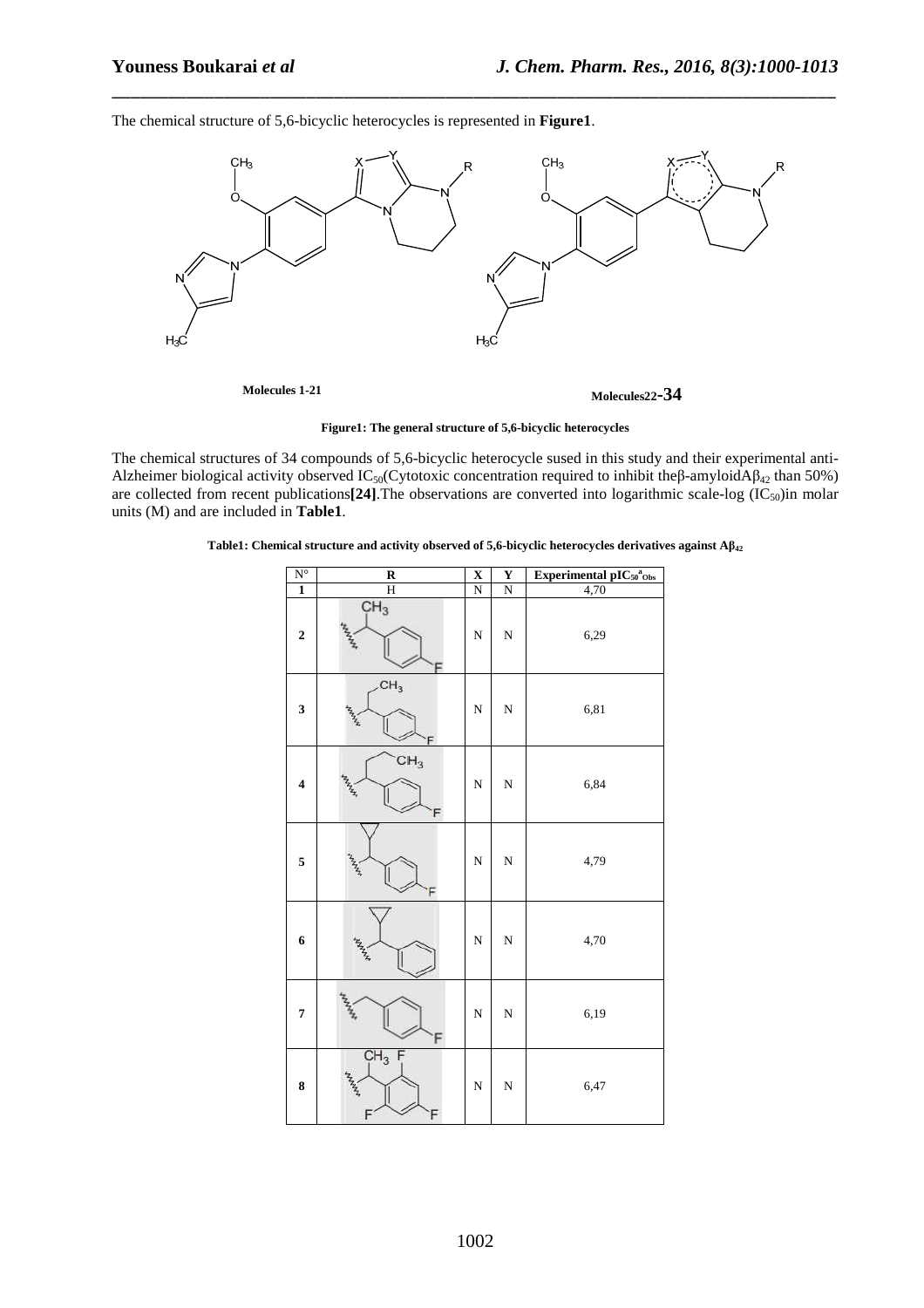The chemical structure of 5,6-bicyclic heterocycles is represented in **Figure1**.

Molecules 1-21

Molecules22-34

**Figure1: The general structure of 5,6-bicyclic heterocycles**

The chemical structures of 34 compounds of 5,6-bicyclic heterocycle sused in this study and their experimental anti-Alzheimer biological activity observed $IC_{50}$(Cytotoxic concentration required to inhibit theβ-amyloid$A\beta_{42}$ than 50%) are collected from recent publications**[24]**.The observations are converted into logarithmic scale-log ($IC_{50}$)in molar units (M) and are included in **Table1**.

**Table1: Chemical structure and activity observed of 5,6-bicyclic heterocycles derivatives against $A\beta_{42}$**

| N° | R | X | Y | Experimental $pIC_{50}{}^{a}{}_{Obs}$ |
|---|---|---|---|---|
| 1 | H | N | N | 4,70 |
| 2 | | N | N | 6,29 |
| 3 | | N | N | 6,81 |
| 4 | | N | N | 6,84 |
| 5 | | N | N | 4,79 |
| 6 | | N | N | 4,70 |
| 7 | | N | N | 6,19 |
| 8 | | N | N | 6,47 |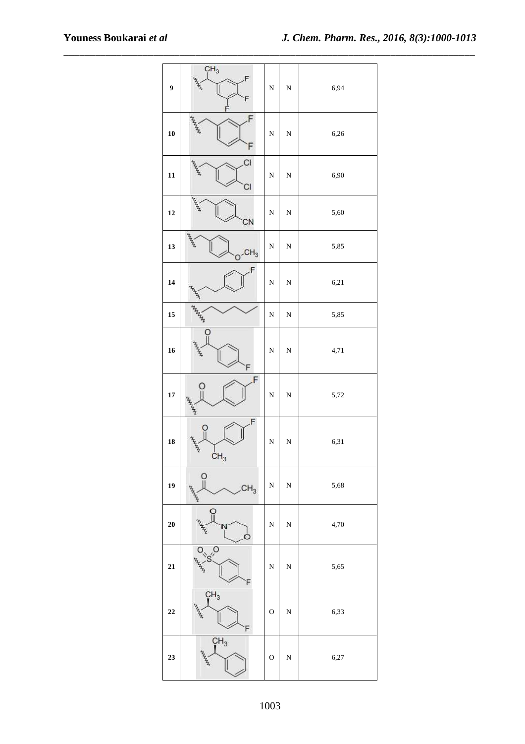| 9 | | N | N | 6,94 |
|---|---|---|---|---|
| 10 | | N | N | 6,26 |
| 11 | | N | N | 6,90 |
| 12 | | N | N | 5,60 |
| 13 | | N | N | 5,85 |
| 14 | | N | N | 6,21 |
| 15 | | N | N | 5,85 |
| 16 | | N | N | 4,71 |
| 17 | | N | N | 5,72 |
| 18 | | N | N | 6,31 |
| 19 | | N | N | 5,68 |
| 20 | | N | N | 4,70 |
| 21 | | N | N | 5,65 |
| 22 | | O | N | 6,33 |
| 23 | | O | N | 6,27 |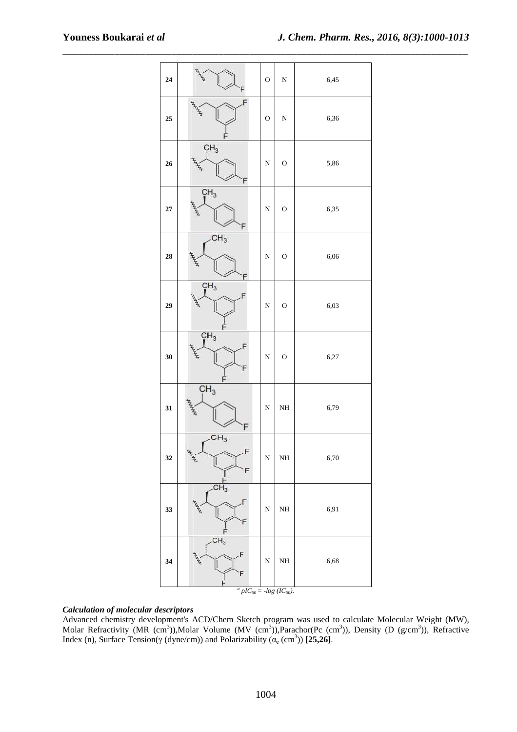| 24 | | O | N | 6,45 |
|---|---|---|---|---|
| 25 | | O | N | 6,36 |
| 26 | | N | O | 5,86 |
| 27 | | N | O | 6,35 |
| 28 | | N | O | 6,06 |
| 29 | | N | O | 6,03 |
| 30 | | N | O | 6,27 |
| 31 | | N | NH | 6,79 |
| 32 | | N | NH | 6,70 |
| 33 | | N | NH | 6,91 |
| 34 | | N | NH | 6,68 |

[a] $pIC_{50} = -log\ (IC_{50})$.

### *Calculation of molecular descriptors*

Advanced chemistry development's ACD/Chem Sketch program was used to calculate Molecular Weight (MW), Molar Refractivity (MR ($cm^3$)), Molar Volume (MV ($cm^3$)), Parachor (Pc ($cm^3$)), Density (D ($g/cm^3$)), Refractive Index (n), Surface Tension ($\gamma$ (dyne/cm)) and Polarizability ($\alpha_e$ ($cm^3$)) **[25,26]**.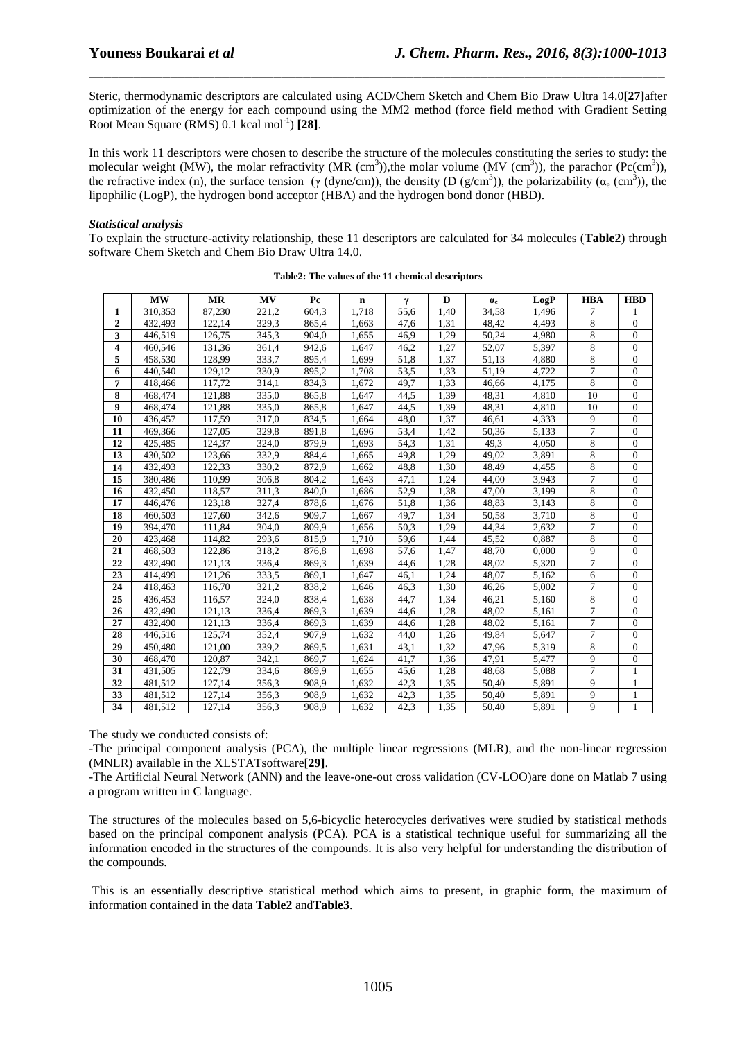Steric, thermodynamic descriptors are calculated using ACD/Chem Sketch and Chem Bio Draw Ultra 14.0**[27]**after optimization of the energy for each compound using the MM2 method (force field method with Gradient Setting Root Mean Square (RMS) 0.1 kcal $mol^{-1}$) **[28]**.

In this work 11 descriptors were chosen to describe the structure of the molecules constituting the series to study: the molecular weight (MW), the molar refractivity (MR ($cm^3$)),the molar volume (MV ($cm^3$)), the parachor (Pc($cm^3$)), the refractive index (n), the surface tension ($\gamma$ (dyne/cm)), the density (D ($g/cm^3$)), the polarizability ($\alpha_e$ ($cm^3$)), the lipophilic (LogP), the hydrogen bond acceptor (HBA) and the hydrogen bond donor (HBD).

### *Statistical analysis*

To explain the structure-activity relationship, these 11 descriptors are calculated for 34 molecules (**Table2**) through software Chem Sketch and Chem Bio Draw Ultra 14.0.

**Table2: The values of the 11 chemical descriptors**

| | MW | MR | MV | Pc | n | $\gamma$ | D | $\alpha_e$ | LogP | HBA | HBD |
|---|---|---|---|---|---|---|---|---|---|---|---|
| **1** | 310,353 | 87,230 | 221,2 | 604,3 | 1,718 | 55,6 | 1,40 | 34,58 | 1,496 | 7 | 1 |
| **2** | 432,493 | 122,14 | 329,3 | 865,4 | 1,663 | 47,6 | 1,31 | 48,42 | 4,493 | 8 | 0 |
| **3** | 446,519 | 126,75 | 345,3 | 904,0 | 1,655 | 46,9 | 1,29 | 50,24 | 4,980 | 8 | 0 |
| **4** | 460,546 | 131,36 | 361,4 | 942,6 | 1,647 | 46,2 | 1,27 | 52,07 | 5,397 | 8 | 0 |
| **5** | 458,530 | 128,99 | 333,7 | 895,4 | 1,699 | 51,8 | 1,37 | 51,13 | 4,880 | 8 | 0 |
| **6** | 440,540 | 129,12 | 330,9 | 895,2 | 1,708 | 53,5 | 1,33 | 51,19 | 4,722 | 7 | 0 |
| **7** | 418,466 | 117,72 | 314,1 | 834,3 | 1,672 | 49,7 | 1,33 | 46,66 | 4,175 | 8 | 0 |
| **8** | 468,474 | 121,88 | 335,0 | 865,8 | 1,647 | 44,5 | 1,39 | 48,31 | 4,810 | 10 | 0 |
| **9** | 468,474 | 121,88 | 335,0 | 865,8 | 1,647 | 44,5 | 1,39 | 48,31 | 4,810 | 10 | 0 |
| **10** | 436,457 | 117,59 | 317,0 | 834,5 | 1,664 | 48,0 | 1,37 | 46,61 | 4,333 | 9 | 0 |
| **11** | 469,366 | 127,05 | 329,8 | 891,8 | 1,696 | 53,4 | 1,42 | 50,36 | 5,133 | 7 | 0 |
| **12** | 425,485 | 124,37 | 324,0 | 879,9 | 1,693 | 54,3 | 1,31 | 49,3 | 4,050 | 8 | 0 |
| **13** | 430,502 | 123,66 | 332,9 | 884,4 | 1,665 | 49,8 | 1,29 | 49,02 | 3,891 | 8 | 0 |
| **14** | 432,493 | 122,33 | 330,2 | 872,9 | 1,662 | 48,8 | 1,30 | 48,49 | 4,455 | 8 | 0 |
| **15** | 380,486 | 110,99 | 306,8 | 804,2 | 1,643 | 47,1 | 1,24 | 44,00 | 3,943 | 7 | 0 |
| **16** | 432,450 | 118,57 | 311,3 | 840,0 | 1,686 | 52,9 | 1,38 | 47,00 | 3,199 | 8 | 0 |
| **17** | 446,476 | 123,18 | 327,4 | 878,6 | 1,676 | 51,8 | 1,36 | 48,83 | 3,143 | 8 | 0 |
| **18** | 460,503 | 127,60 | 342,6 | 909,7 | 1,667 | 49,7 | 1,34 | 50,58 | 3,710 | 8 | 0 |
| **19** | 394,470 | 111,84 | 304,0 | 809,9 | 1,656 | 50,3 | 1,29 | 44,34 | 2,632 | 7 | 0 |
| **20** | 423,468 | 114,82 | 293,6 | 815,9 | 1,710 | 59,6 | 1,44 | 45,52 | 0,887 | 8 | 0 |
| **21** | 468,503 | 122,86 | 318,2 | 876,8 | 1,698 | 57,6 | 1,47 | 48,70 | 0,000 | 9 | 0 |
| **22** | 432,490 | 121,13 | 336,4 | 869,3 | 1,639 | 44,6 | 1,28 | 48,02 | 5,320 | 7 | 0 |
| **23** | 414,499 | 121,26 | 333,5 | 869,1 | 1,647 | 46,1 | 1,24 | 48,07 | 5,162 | 6 | 0 |
| **24** | 418,463 | 116,70 | 321,2 | 838,2 | 1,646 | 46,3 | 1,30 | 46,26 | 5,002 | 7 | 0 |
| **25** | 436,453 | 116,57 | 324,0 | 838,4 | 1,638 | 44,7 | 1,34 | 46,21 | 5,160 | 8 | 0 |
| **26** | 432,490 | 121,13 | 336,4 | 869,3 | 1,639 | 44,6 | 1,28 | 48,02 | 5,161 | 7 | 0 |
| **27** | 432,490 | 121,13 | 336,4 | 869,3 | 1,639 | 44,6 | 1,28 | 48,02 | 5,161 | 7 | 0 |
| **28** | 446,516 | 125,74 | 352,4 | 907,9 | 1,632 | 44,0 | 1,26 | 49,84 | 5,647 | 7 | 0 |
| **29** | 450,480 | 121,00 | 339,2 | 869,5 | 1,631 | 43,1 | 1,32 | 47,96 | 5,319 | 8 | 0 |
| **30** | 468,470 | 120,87 | 342,1 | 869,7 | 1,624 | 41,7 | 1,36 | 47,91 | 5,477 | 9 | 0 |
| **31** | 431,505 | 122,79 | 334,6 | 869,9 | 1,655 | 45,6 | 1,28 | 48,68 | 5,088 | 7 | 1 |
| **32** | 481,512 | 127,14 | 356,3 | 908,9 | 1,632 | 42,3 | 1,35 | 50,40 | 5,891 | 9 | 1 |
| **33** | 481,512 | 127,14 | 356,3 | 908,9 | 1,632 | 42,3 | 1,35 | 50,40 | 5,891 | 9 | 1 |
| **34** | 481,512 | 127,14 | 356,3 | 908,9 | 1,632 | 42,3 | 1,35 | 50,40 | 5,891 | 9 | 1 |

The study we conducted consists of:

-The principal component analysis (PCA), the multiple linear regressions (MLR), and the non-linear regression (MNLR) available in the XLSTATsoftware**[29]**.

-The Artificial Neural Network (ANN) and the leave-one-out cross validation (CV-LOO)are done on Matlab 7 using a program written in C language.

The structures of the molecules based on 5,6-bicyclic heterocycles derivatives were studied by statistical methods based on the principal component analysis (PCA). PCA is a statistical technique useful for summarizing all the information encoded in the structures of the compounds. It is also very helpful for understanding the distribution of the compounds.

This is an essentially descriptive statistical method which aims to present, in graphic form, the maximum of information contained in the data **Table2** and**Table3**.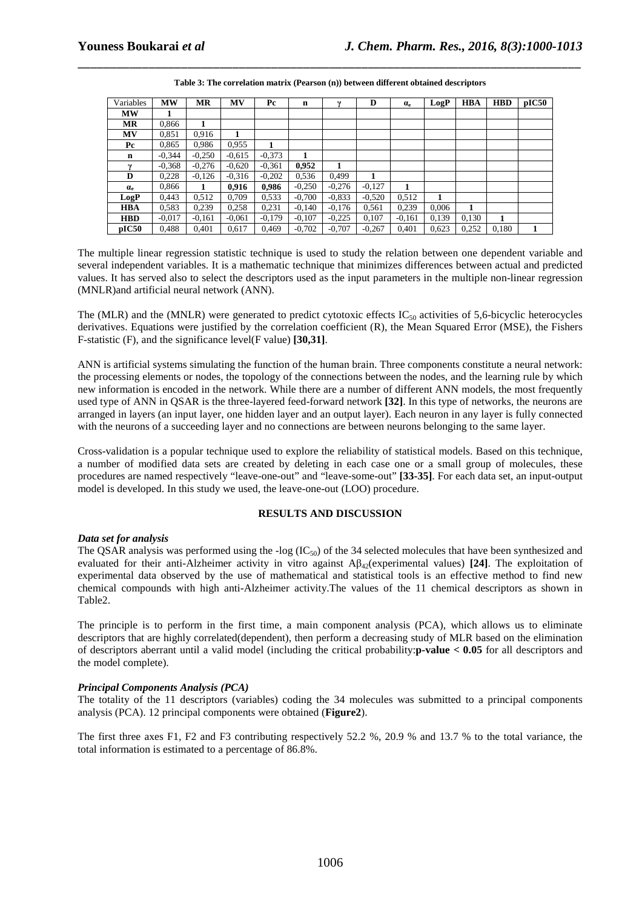**Table 3: The correlation matrix (Pearson (n)) between different obtained descriptors**

| Variables | **MW** | **MR** | **MV** | **Pc** | **n** | **γ** | **D** | **$\alpha_e$** | **LogP** | **HBA** | **HBD** | **pIC50** |
|---|---|---|---|---|---|---|---|---|---|---|---|---|
| **MW** | **1** | | | | | | | | | | | |
| **MR** | 0,866 | **1** | | | | | | | | | | |
| **MV** | 0,851 | 0,916 | **1** | | | | | | | | | |
| **Pc** | 0,865 | 0,986 | 0,955 | **1** | | | | | | | | |
| **n** | -0,344 | -0,250 | -0,615 | -0,373 | **1** | | | | | | | |
| **γ** | -0,368 | -0,276 | -0,620 | -0,361 | **0,952** | **1** | | | | | | |
| **D** | 0,228 | -0,126 | -0,316 | -0,202 | 0,536 | 0,499 | **1** | | | | | |
| **$\alpha_e$** | 0,866 | **1** | **0,916** | **0,986** | -0,250 | -0,276 | -0,127 | **1** | | | | |
| **LogP** | 0,443 | 0,512 | 0,709 | 0,533 | -0,700 | -0,833 | -0,520 | 0,512 | **1** | | | |
| **HBA** | 0,583 | 0,239 | 0,258 | 0,231 | -0,140 | -0,176 | 0,561 | 0,239 | 0,006 | **1** | | |
| **HBD** | -0,017 | -0,161 | -0,061 | -0,179 | -0,107 | -0,225 | 0,107 | -0,161 | 0,139 | 0,130 | **1** | |
| **pIC50** | 0,488 | 0,401 | 0,617 | 0,469 | -0,702 | -0,707 | -0,267 | 0,401 | 0,623 | 0,252 | 0,180 | **1** |

The multiple linear regression statistic technique is used to study the relation between one dependent variable and several independent variables. It is a mathematic technique that minimizes differences between actual and predicted values. It has served also to select the descriptors used as the input parameters in the multiple non-linear regression (MNLR)and artificial neural network (ANN).

The (MLR) and the (MNLR) were generated to predict cytotoxic effects $IC_{50}$ activities of 5,6-bicyclic heterocycles derivatives. Equations were justified by the correlation coefficient (R), the Mean Squared Error (MSE), the Fishers F-statistic (F), and the significance level(F value) **[30,31]**.

ANN is artificial systems simulating the function of the human brain. Three components constitute a neural network: the processing elements or nodes, the topology of the connections between the nodes, and the learning rule by which new information is encoded in the network. While there are a number of different ANN models, the most frequently used type of ANN in QSAR is the three-layered feed-forward network **[32]**. In this type of networks, the neurons are arranged in layers (an input layer, one hidden layer and an output layer). Each neuron in any layer is fully connected with the neurons of a succeeding layer and no connections are between neurons belonging to the same layer.

Cross-validation is a popular technique used to explore the reliability of statistical models. Based on this technique, a number of modified data sets are created by deleting in each case one or a small group of molecules, these procedures are named respectively "leave-one-out" and "leave-some-out" **[33-35]**. For each data set, an input-output model is developed. In this study we used, the leave-one-out (LOO) procedure.

## RESULTS AND DISCUSSION

***Data set for analysis***

The QSAR analysis was performed using the -log ($IC_{50}$) of the 34 selected molecules that have been synthesized and evaluated for their anti-Alzheimer activity in vitro against $A\beta_{42}$(experimental values) **[24]**. The exploitation of experimental data observed by the use of mathematical and statistical tools is an effective method to find new chemical compounds with high anti-Alzheimer activity.The values of the 11 chemical descriptors as shown in Table2.

The principle is to perform in the first time, a main component analysis (PCA), which allows us to eliminate descriptors that are highly correlated(dependent), then perform a decreasing study of MLR based on the elimination of descriptors aberrant until a valid model (including the critical probability:**p-value < 0.05** for all descriptors and the model complete).

***Principal Components Analysis (PCA)***

The totality of the 11 descriptors (variables) coding the 34 molecules was submitted to a principal components analysis (PCA). 12 principal components were obtained (**Figure2**).

The first three axes F1, F2 and F3 contributing respectively 52.2 %, 20.9 % and 13.7 % to the total variance, the total information is estimated to a percentage of 86.8%.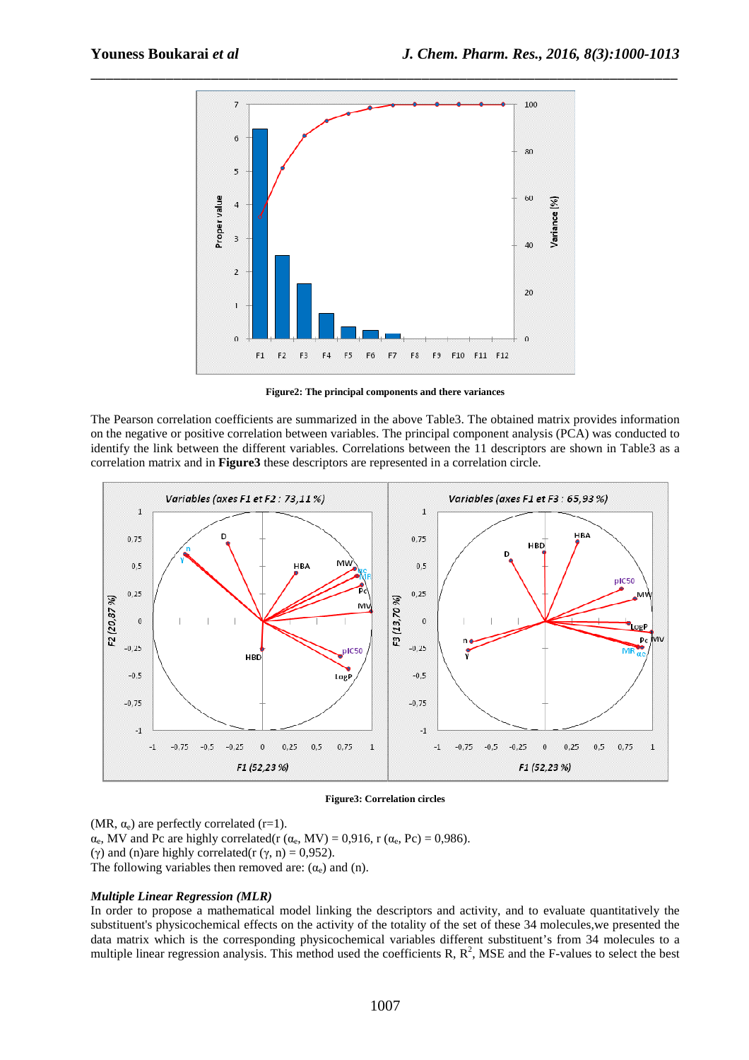Figure2: The principal components and there variances

The Pearson correlation coefficients are summarized in the above Table3. The obtained matrix provides information on the negative or positive correlation between variables. The principal component analysis (PCA) was conducted to identify the link between the different variables. Correlations between the 11 descriptors are shown in Table3 as a correlation matrix and in **Figure3** these descriptors are represented in a correlation circle.

Figure3: Correlation circles

(MR, $\alpha_e$) are perfectly correlated (r=1).
$\alpha_e$, MV and Pc are highly correlated(r ($\alpha_e$, MV) = 0,916, r ($\alpha_e$, Pc) = 0,986).
($\gamma$) and (n)are highly correlated(r ($\gamma$, n) = 0,952).
The following variables then removed are: ($\alpha_e$) and (n).

### *Multiple Linear Regression (MLR)*

In order to propose a mathematical model linking the descriptors and activity, and to evaluate quantitatively the substituent's physicochemical effects on the activity of the totality of the set of these 34 molecules,we presented the data matrix which is the corresponding physicochemical variables different substituent's from 34 molecules to a multiple linear regression analysis. This method used the coefficients R, $R^2$, MSE and the F-values to select the best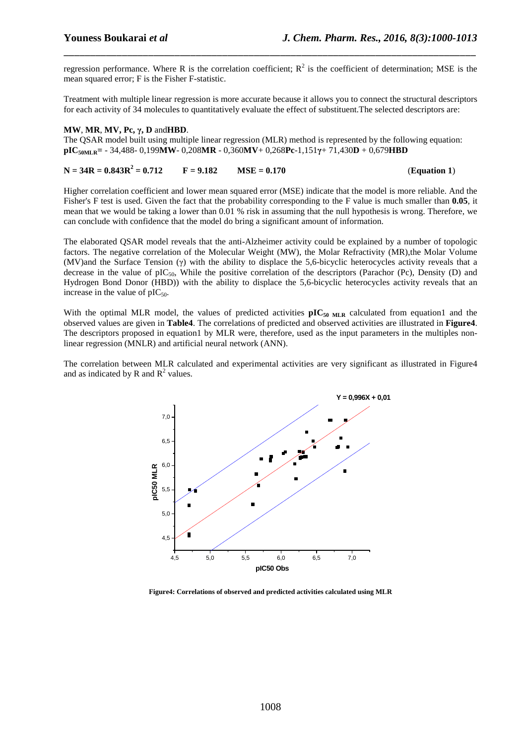regression performance. Where R is the correlation coefficient; $R^2$ is the coefficient of determination; MSE is the mean squared error; F is the Fisher F-statistic.

Treatment with multiple linear regression is more accurate because it allows you to connect the structural descriptors for each activity of 34 molecules to quantitatively evaluate the effect of substituent.The selected descriptors are:

**MW**, **MR**, **MV, Pc, γ, D** and**HBD**.

The QSAR model built using multiple linear regression (MLR) method is represented by the following equation:

$$pIC_{50MLR} = - 34{,}488 - 0{,}199\mathbf{MW} - 0{,}208\mathbf{MR} - 0{,}360\mathbf{MV} + 0{,}268\mathbf{Pc} - 1{,}151\gamma + 71{,}430\mathbf{D} + 0{,}679\mathbf{HBD}$$

**N = 34R = 0.843** $R^2$ **= 0.712** **F = 9.182** **MSE = 0.170** (**Equation 1**)

Higher correlation coefficient and lower mean squared error (MSE) indicate that the model is more reliable. And the Fisher's F test is used. Given the fact that the probability corresponding to the F value is much smaller than **0.05**, it mean that we would be taking a lower than 0.01 % risk in assuming that the null hypothesis is wrong. Therefore, we can conclude with confidence that the model do bring a significant amount of information.

The elaborated QSAR model reveals that the anti-Alzheimer activity could be explained by a number of topologic factors. The negative correlation of the Molecular Weight (MW), the Molar Refractivity (MR),the Molar Volume (MV)and the Surface Tension (γ) with the ability to displace the 5,6-bicyclic heterocycles activity reveals that a decrease in the value of $pIC_{50}$, While the positive correlation of the descriptors (Parachor (Pc), Density (D) and Hydrogen Bond Donor (HBD)) with the ability to displace the 5,6-bicyclic heterocycles activity reveals that an increase in the value of $pIC_{50}$.

With the optimal MLR model, the values of predicted activities $\mathbf{pIC_{50\ MLR}}$ calculated from equation1 and the observed values are given in **Table4**. The correlations of predicted and observed activities are illustrated in **Figure4**. The descriptors proposed in equation1 by MLR were, therefore, used as the input parameters in the multiples non-linear regression (MNLR) and artificial neural network (ANN).

The correlation between MLR calculated and experimental activities are very significant as illustrated in Figure4 and as indicated by R and $R^2$ values.

**Figure4: Correlations of observed and predicted activities calculated using MLR**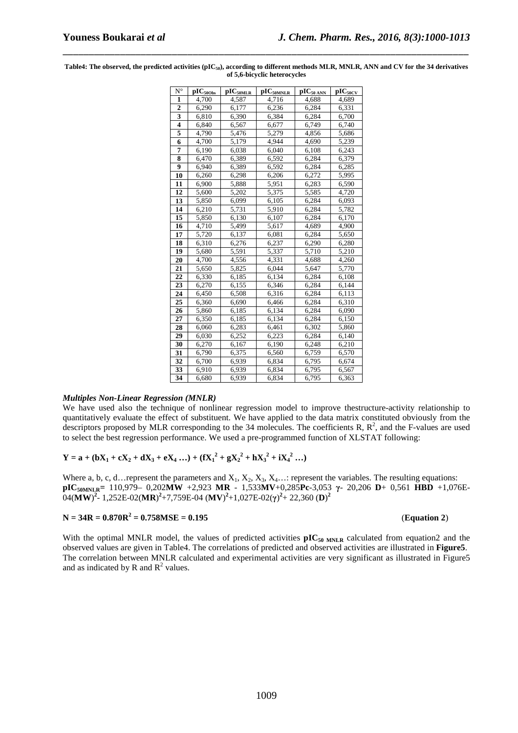**Table4: The observed, the predicted activities ($pIC_{50}$), according to different methods MLR, MNLR, ANN and CV for the 34 derivatives of 5,6-bicyclic heterocycles**

| N° | $pIC_{50Obs}$ | $pIC_{50MLR}$ | $pIC_{50MNLR}$ | $pIC_{50\,ANN}$ | $pIC_{50CV}$ |
|---|---|---|---|---|---|
| **1** | 4,700 | 4,587 | 4,716 | 4,688 | 4,689 |
| **2** | 6,290 | 6,177 | 6,236 | 6,284 | 6,331 |
| **3** | 6,810 | 6,390 | 6,384 | 6,284 | 6,700 |
| **4** | 6,840 | 6,567 | 6,677 | 6,749 | 6,740 |
| **5** | 4,790 | 5,476 | 5,279 | 4,856 | 5,686 |
| **6** | 4,700 | 5,179 | 4,944 | 4,690 | 5,239 |
| **7** | 6,190 | 6,038 | 6,040 | 6,108 | 6,243 |
| **8** | 6,470 | 6,389 | 6,592 | 6,284 | 6,379 |
| **9** | 6,940 | 6,389 | 6,592 | 6,284 | 6,285 |
| **10** | 6,260 | 6,298 | 6,206 | 6,272 | 5,995 |
| **11** | 6,900 | 5,888 | 5,951 | 6,283 | 6,590 |
| **12** | 5,600 | 5,202 | 5,375 | 5,585 | 4,720 |
| **13** | 5,850 | 6,099 | 6,105 | 6,284 | 6,093 |
| **14** | 6,210 | 5,731 | 5,910 | 6,284 | 5,782 |
| **15** | 5,850 | 6,130 | 6,107 | 6,284 | 6,170 |
| **16** | 4,710 | 5,499 | 5,617 | 4,689 | 4,900 |
| **17** | 5,720 | 6,137 | 6,081 | 6,284 | 5,650 |
| **18** | 6,310 | 6,276 | 6,237 | 6,290 | 6,280 |
| **19** | 5,680 | 5,591 | 5,337 | 5,710 | 5,210 |
| **20** | 4,700 | 4,556 | 4,331 | 4,688 | 4,260 |
| **21** | 5,650 | 5,825 | 6,044 | 5,647 | 5,770 |
| **22** | 6,330 | 6,185 | 6,134 | 6,284 | 6,108 |
| **23** | 6,270 | 6,155 | 6,346 | 6,284 | 6,144 |
| **24** | 6,450 | 6,508 | 6,316 | 6,284 | 6,113 |
| **25** | 6,360 | 6,690 | 6,466 | 6,284 | 6,310 |
| **26** | 5,860 | 6,185 | 6,134 | 6,284 | 6,090 |
| **27** | 6,350 | 6,185 | 6,134 | 6,284 | 6,150 |
| **28** | 6,060 | 6,283 | 6,461 | 6,302 | 5,860 |
| **29** | 6,030 | 6,252 | 6,223 | 6,284 | 6,140 |
| **30** | 6,270 | 6,167 | 6,190 | 6,248 | 6,210 |
| **31** | 6,790 | 6,375 | 6,560 | 6,759 | 6,570 |
| **32** | 6,700 | 6,939 | 6,834 | 6,795 | 6,674 |
| **33** | 6,910 | 6,939 | 6,834 | 6,795 | 6,567 |
| **34** | 6,680 | 6,939 | 6,834 | 6,795 | 6,363 |

### *Multiples Non-Linear Regression (MNLR)*

We have used also the technique of nonlinear regression model to improve thestructure-activity relationship to quantitatively evaluate the effect of substituent. We have applied to the data matrix constituted obviously from the descriptors proposed by MLR corresponding to the 34 molecules. The coefficients R, $R^2$, and the F-values are used to select the best regression performance. We used a pre-programmed function of XLSTAT following:

$$Y = a + (bX_1 + cX_2 + dX_3 + eX_4 \ldots) + (fX_1^2 + gX_2^2 + hX_3^2 + iX_4^2 \ldots)$$

Where a, b, c, d…represent the parameters and $X_1$, $X_2$, $X_3$, $X_4$…: represent the variables. The resulting equations:

$$pIC_{50MNLR} = 110{,}979 - 0{,}202\mathbf{MW} + 2{,}923\ \mathbf{MR} - 1{,}533\mathbf{MV} + 0{,}285\mathbf{Pc} - 3{,}053\ \gamma - 20{,}206\ \mathbf{D} + 0{,}561\ \mathbf{HBD} + 1{,}076E\text{-}04(\mathbf{MW})^2 - 1{,}252E\text{-}02(\mathbf{MR})^2 + 7{,}759E\text{-}04\ (\mathbf{MV})^2 + 1{,}027E\text{-}02(\gamma)^2 + 22{,}360\ (\mathbf{D})^2$$

$$N = 34\ R = 0.870\ R^2 = 0.758\ MSE = 0.195 \qquad \textbf{(Equation 2)}$$

With the optimal MNLR model, the values of predicted activities $pIC_{50\,MNLR}$ calculated from equation2 and the observed values are given in Table4. The correlations of predicted and observed activities are illustrated in **Figure5**. The correlation between MNLR calculated and experimental activities are very significant as illustrated in Figure5 and as indicated by R and $R^2$ values.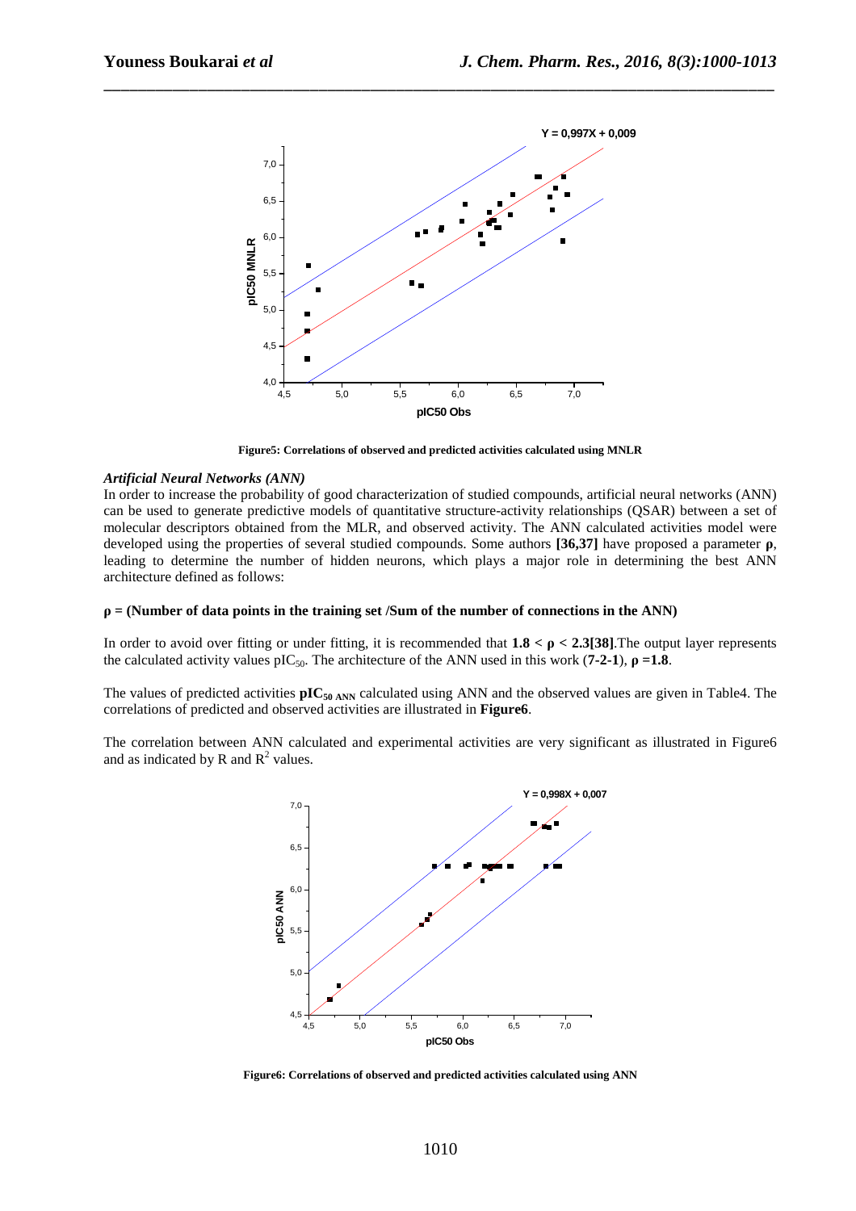Figure5: Correlations of observed and predicted activities calculated using MNLR

*Artificial Neural Networks (ANN)*

In order to increase the probability of good characterization of studied compounds, artificial neural networks (ANN) can be used to generate predictive models of quantitative structure-activity relationships (QSAR) between a set of molecular descriptors obtained from the MLR, and observed activity. The ANN calculated activities model were developed using the properties of several studied compounds. Some authors **[36,37]** have proposed a parameter **ρ**, leading to determine the number of hidden neurons, which plays a major role in determining the best ANN architecture defined as follows:

**ρ = (Number of data points in the training set /Sum of the number of connections in the ANN)**

In order to avoid over fitting or under fitting, it is recommended that **$1.8 < \rho < 2.3$[38]**.The output layer represents the calculated activity values $pIC_{50}$. The architecture of the ANN used in this work (**7-2-1**), **$\rho = 1.8$**.

The values of predicted activities **$pIC_{50\ ANN}$** calculated using ANN and the observed values are given in Table4. The correlations of predicted and observed activities are illustrated in **Figure6**.

The correlation between ANN calculated and experimental activities are very significant as illustrated in Figure6 and as indicated by R and $R^2$ values.

Figure6: Correlations of observed and predicted activities calculated using ANN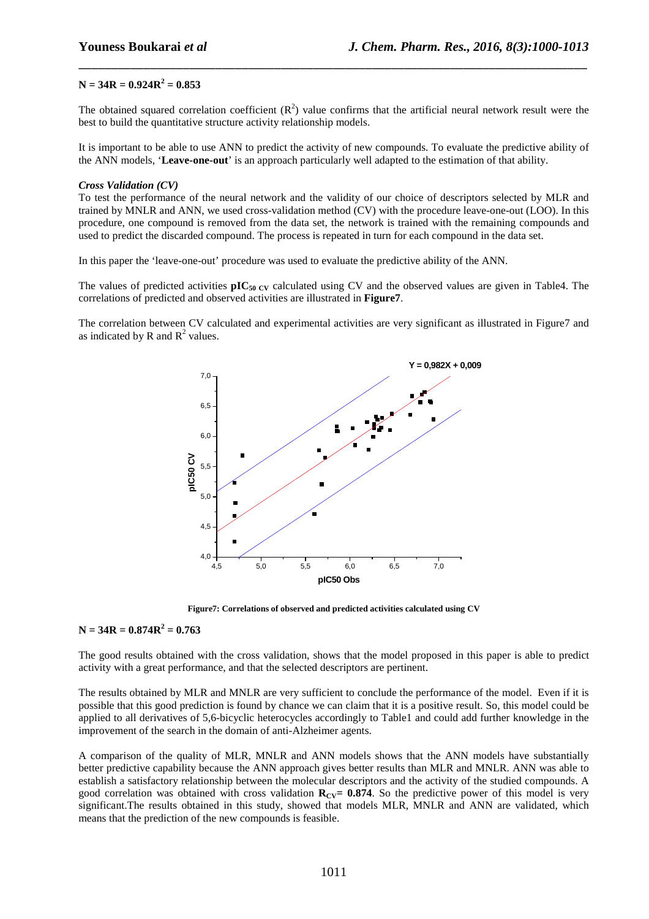$N = 34 \quad R = 0.924 \quad R^2 = 0.853$

The obtained squared correlation coefficient ($R^2$) value confirms that the artificial neural network result were the best to build the quantitative structure activity relationship models.

It is important to be able to use ANN to predict the activity of new compounds. To evaluate the predictive ability of the ANN models, '**Leave-one-out**' is an approach particularly well adapted to the estimation of that ability.

***Cross Validation (CV)***

To test the performance of the neural network and the validity of our choice of descriptors selected by MLR and trained by MNLR and ANN, we used cross-validation method (CV) with the procedure leave-one-out (LOO). In this procedure, one compound is removed from the data set, the network is trained with the remaining compounds and used to predict the discarded compound. The process is repeated in turn for each compound in the data set.

In this paper the 'leave-one-out' procedure was used to evaluate the predictive ability of the ANN.

The values of predicted activities $\mathbf{pIC_{50\ CV}}$ calculated using CV and the observed values are given in Table4. The correlations of predicted and observed activities are illustrated in **Figure7**.

The correlation between CV calculated and experimental activities are very significant as illustrated in Figure7 and as indicated by R and $R^2$ values.

**Figure7: Correlations of observed and predicted activities calculated using CV**

$N = 34 \quad R = 0.874 \quad R^2 = 0.763$

The good results obtained with the cross validation, shows that the model proposed in this paper is able to predict activity with a great performance, and that the selected descriptors are pertinent.

The results obtained by MLR and MNLR are very sufficient to conclude the performance of the model. Even if it is possible that this good prediction is found by chance we can claim that it is a positive result. So, this model could be applied to all derivatives of 5,6-bicyclic heterocycles accordingly to Table1 and could add further knowledge in the improvement of the search in the domain of anti-Alzheimer agents.

A comparison of the quality of MLR, MNLR and ANN models shows that the ANN models have substantially better predictive capability because the ANN approach gives better results than MLR and MNLR. ANN was able to establish a satisfactory relationship between the molecular descriptors and the activity of the studied compounds. A good correlation was obtained with cross validation $\mathbf{R_{CV}= 0.874}$. So the predictive power of this model is very significant.The results obtained in this study, showed that models MLR, MNLR and ANN are validated, which means that the prediction of the new compounds is feasible.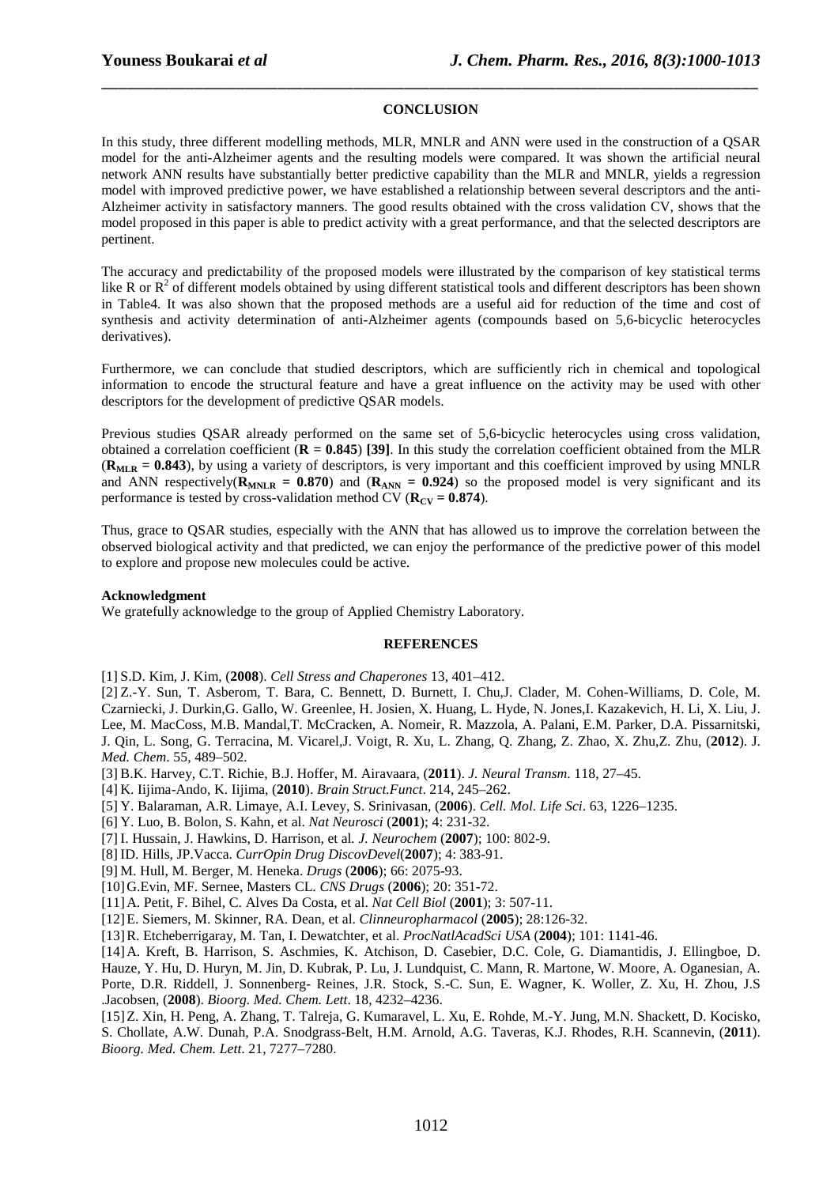## CONCLUSION

In this study, three different modelling methods, MLR, MNLR and ANN were used in the construction of a QSAR model for the anti-Alzheimer agents and the resulting models were compared. It was shown the artificial neural network ANN results have substantially better predictive capability than the MLR and MNLR, yields a regression model with improved predictive power, we have established a relationship between several descriptors and the anti-Alzheimer activity in satisfactory manners. The good results obtained with the cross validation CV, shows that the model proposed in this paper is able to predict activity with a great performance, and that the selected descriptors are pertinent.

The accuracy and predictability of the proposed models were illustrated by the comparison of key statistical terms like R or $R^2$ of different models obtained by using different statistical tools and different descriptors has been shown in Table4. It was also shown that the proposed methods are a useful aid for reduction of the time and cost of synthesis and activity determination of anti-Alzheimer agents (compounds based on 5,6-bicyclic heterocycles derivatives).

Furthermore, we can conclude that studied descriptors, which are sufficiently rich in chemical and topological information to encode the structural feature and have a great influence on the activity may be used with other descriptors for the development of predictive QSAR models.

Previous studies QSAR already performed on the same set of 5,6-bicyclic heterocycles using cross validation, obtained a correlation coefficient (**R = 0.845**) **[39]**. In this study the correlation coefficient obtained from the MLR (**$R_{MLR}$ = 0.843**), by using a variety of descriptors, is very important and this coefficient improved by using MNLR and ANN respectively(**$R_{MNLR}$ = 0.870**) and (**$R_{ANN}$ = 0.924**) so the proposed model is very significant and its performance is tested by cross-validation method CV (**$R_{CV}$ = 0.874**).

Thus, grace to QSAR studies, especially with the ANN that has allowed us to improve the correlation between the observed biological activity and that predicted, we can enjoy the performance of the predictive power of this model to explore and propose new molecules could be active.

**Acknowledgment**
We gratefully acknowledge to the group of Applied Chemistry Laboratory.

## REFERENCES

[1] S.D. Kim, J. Kim, (**2008**). *Cell Stress and Chaperones* 13, 401–412.

[2] Z.-Y. Sun, T. Asberom, T. Bara, C. Bennett, D. Burnett, I. Chu,J. Clader, M. Cohen-Williams, D. Cole, M. Czarniecki, J. Durkin,G. Gallo, W. Greenlee, H. Josien, X. Huang, L. Hyde, N. Jones,I. Kazakevich, H. Li, X. Liu, J. Lee, M. MacCoss, M.B. Mandal,T. McCracken, A. Nomeir, R. Mazzola, A. Palani, E.M. Parker, D.A. Pissarnitski, J. Qin, L. Song, G. Terracina, M. Vicarel,J. Voigt, R. Xu, L. Zhang, Q. Zhang, Z. Zhao, X. Zhu,Z. Zhu, (**2012**). J. *Med. Chem*. 55, 489–502.

[3] B.K. Harvey, C.T. Richie, B.J. Hoffer, M. Airavaara, (**2011**). *J. Neural Transm*. 118, 27–45.

[4] K. Iijima-Ando, K. Iijima, (**2010**). *Brain Struct.Funct*. 214, 245–262.

[5] Y. Balaraman, A.R. Limaye, A.I. Levey, S. Srinivasan, (**2006**). *Cell. Mol. Life Sci*. 63, 1226–1235.

[6] Y. Luo, B. Bolon, S. Kahn, et al. *Nat Neurosci* (**2001**); 4: 231-32.

[7] I. Hussain, J. Hawkins, D. Harrison, et al*. J. Neurochem* (**2007**); 100: 802-9.

[8] ID. Hills, JP.Vacca. *CurrOpin Drug DiscovDevel*(**2007**); 4: 383-91.

[9] M. Hull, M. Berger, M. Heneka. *Drugs* (**2006**); 66: 2075-93.

[10] G.Evin, MF. Sernee, Masters CL. *CNS Drugs* (**2006**); 20: 351-72.

[11] A. Petit, F. Bihel, C. Alves Da Costa, et al. *Nat Cell Biol* (**2001**); 3: 507-11.

[12] E. Siemers, M. Skinner, RA. Dean, et al. *Clinneuropharmacol* (**2005**); 28:126-32.

[13] R. Etcheberrigaray, M. Tan, I. Dewatchter, et al. *ProcNatlAcadSci USA* (**2004**); 101: 1141-46.

[14] A. Kreft, B. Harrison, S. Aschmies, K. Atchison, D. Casebier, D.C. Cole, G. Diamantidis, J. Ellingboe, D. Hauze, Y. Hu, D. Huryn, M. Jin, D. Kubrak, P. Lu, J. Lundquist, C. Mann, R. Martone, W. Moore, A. Oganesian, A. Porte, D.R. Riddell, J. Sonnenberg- Reines, J.R. Stock, S.-C. Sun, E. Wagner, K. Woller, Z. Xu, H. Zhou, J.S .Jacobsen, (**2008**). *Bioorg. Med. Chem. Lett*. 18, 4232–4236.

[15] Z. Xin, H. Peng, A. Zhang, T. Talreja, G. Kumaravel, L. Xu, E. Rohde, M.-Y. Jung, M.N. Shackett, D. Kocisko, S. Chollate, A.W. Dunah, P.A. Snodgrass-Belt, H.M. Arnold, A.G. Taveras, K.J. Rhodes, R.H. Scannevin, (**2011**). *Bioorg. Med. Chem. Lett*. 21, 7277–7280.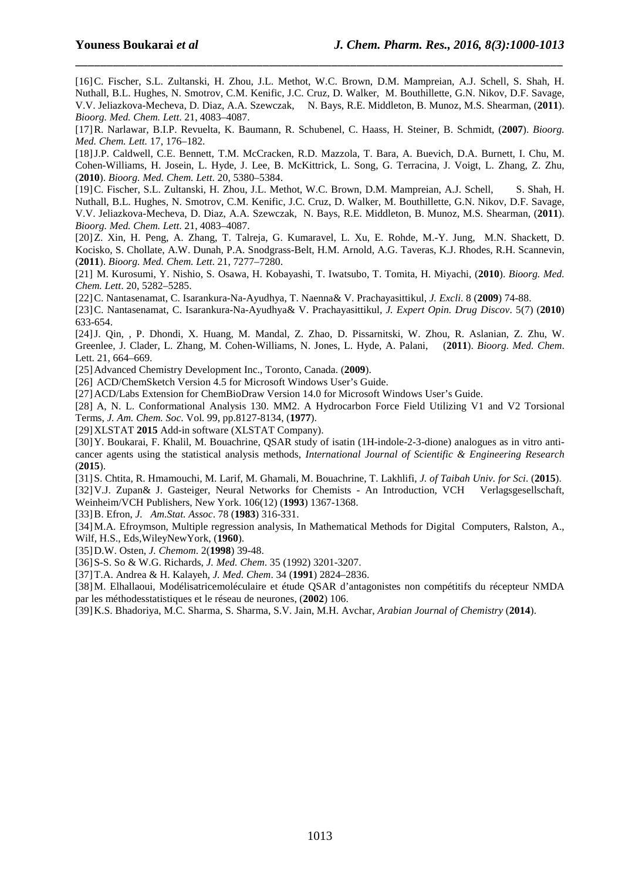[16] C. Fischer, S.L. Zultanski, H. Zhou, J.L. Methot, W.C. Brown, D.M. Mampreian, A.J. Schell, S. Shah, H. Nuthall, B.L. Hughes, N. Smotrov, C.M. Kenific, J.C. Cruz, D. Walker, M. Bouthillette, G.N. Nikov, D.F. Savage, V.V. Jeliazkova-Mecheva, D. Diaz, A.A. Szewczak, N. Bays, R.E. Middleton, B. Munoz, M.S. Shearman, (**2011**). *Bioorg. Med. Chem. Lett*. 21, 4083–4087.

[17] R. Narlawar, B.I.P. Revuelta, K. Baumann, R. Schubenel, C. Haass, H. Steiner, B. Schmidt, (**2007**). *Bioorg. Med. Chem. Lett.* 17, 176–182.

[18] J.P. Caldwell, C.E. Bennett, T.M. McCracken, R.D. Mazzola, T. Bara, A. Buevich, D.A. Burnett, I. Chu, M. Cohen-Williams, H. Josein, L. Hyde, J. Lee, B. McKittrick, L. Song, G. Terracina, J. Voigt, L. Zhang, Z. Zhu, (**2010**). *Bioorg. Med. Chem. Lett*. 20, 5380–5384.

[19] C. Fischer, S.L. Zultanski, H. Zhou, J.L. Methot, W.C. Brown, D.M. Mampreian, A.J. Schell, S. Shah, H. Nuthall, B.L. Hughes, N. Smotrov, C.M. Kenific, J.C. Cruz, D. Walker, M. Bouthillette, G.N. Nikov, D.F. Savage, V.V. Jeliazkova-Mecheva, D. Diaz, A.A. Szewczak, N. Bays, R.E. Middleton, B. Munoz, M.S. Shearman, (**2011**). *Bioorg. Med. Chem. Lett.* 21, 4083–4087.

[20] Z. Xin, H. Peng, A. Zhang, T. Talreja, G. Kumaravel, L. Xu, E. Rohde, M.-Y. Jung, M.N. Shackett, D. Kocisko, S. Chollate, A.W. Dunah, P.A. Snodgrass-Belt, H.M. Arnold, A.G. Taveras, K.J. Rhodes, R.H. Scannevin, (**2011**). *Bioorg. Med. Chem. Lett*. 21, 7277–7280.

[21] M. Kurosumi, Y. Nishio, S. Osawa, H. Kobayashi, T. Iwatsubo, T. Tomita, H. Miyachi, (**2010**). *Bioorg. Med. Chem. Lett*. 20, 5282–5285.

[22] C. Nantasenamat, C. Isarankura-Na-Ayudhya, T. Naenna& V. Prachayasittikul, *J. Excli*. 8 (**2009**) 74-88.

[23] C. Nantasenamat, C. Isarankura-Na-Ayudhya& V. Prachayasittikul, *J. Expert Opin. Drug Discov*. 5(7) (**2010**) 633-654.

[24] J. Qin, , P. Dhondi, X. Huang, M. Mandal, Z. Zhao, D. Pissarnitski, W. Zhou, R. Aslanian, Z. Zhu, W. Greenlee, J. Clader, L. Zhang, M. Cohen-Williams, N. Jones, L. Hyde, A. Palani, (**2011**). *Bioorg. Med. Chem*. Lett. 21, 664–669.

[25] Advanced Chemistry Development Inc., Toronto, Canada. (**2009**).

[26] ACD/ChemSketch Version 4.5 for Microsoft Windows User's Guide.

[27] ACD/Labs Extension for ChemBioDraw Version 14.0 for Microsoft Windows User's Guide.

[28] A, N. L. Conformational Analysis 130. MM2. A Hydrocarbon Force Field Utilizing V1 and V2 Torsional Terms, *J. Am. Chem. Soc*. Vol. 99, pp.8127-8134, (**1977**).

[29] XLSTAT **2015** Add-in software (XLSTAT Company).

[30] Y. Boukarai, F. Khalil, M. Bouachrine, QSAR study of isatin (1H-indole-2-3-dione) analogues as in vitro anti-cancer agents using the statistical analysis methods, *International Journal of Scientific & Engineering Research* (**2015**).

[31] S. Chtita, R. Hmamouchi, M. Larif, M. Ghamali, M. Bouachrine, T. Lakhlifi, *J. of Taibah Univ. for Sci*. (**2015**).

[32] V.J. Zupan& J. Gasteiger, Neural Networks for Chemists - An Introduction, VCH Verlagsgesellschaft, Weinheim/VCH Publishers, New York. 106(12) (**1993**) 1367-1368.

[33] B. Efron, *J. Am.Stat. Assoc*. 78 (**1983**) 316-331.

[34] M.A. Efroymson, Multiple regression analysis, In Mathematical Methods for Digital Computers, Ralston, A., Wilf, H.S., Eds,WileyNewYork, (**1960**).

[35] D.W. Osten, *J. Chemom*. 2(**1998**) 39-48.

[36] S-S. So & W.G. Richards, *J. Med. Chem*. 35 (1992) 3201-3207.

[37] T.A. Andrea & H. Kalayeh, *J. Med. Chem*. 34 (**1991**) 2824–2836.

[38] M. Elhallaoui, Modélisatricemoléculaire et étude QSAR d'antagonistes non compétitifs du récepteur NMDA par les méthodesstatistiques et le réseau de neurones, (**2002**) 106.

[39] K.S. Bhadoriya, M.C. Sharma, S. Sharma, S.V. Jain, M.H. Avchar, *Arabian Journal of Chemistry* (**2014**).